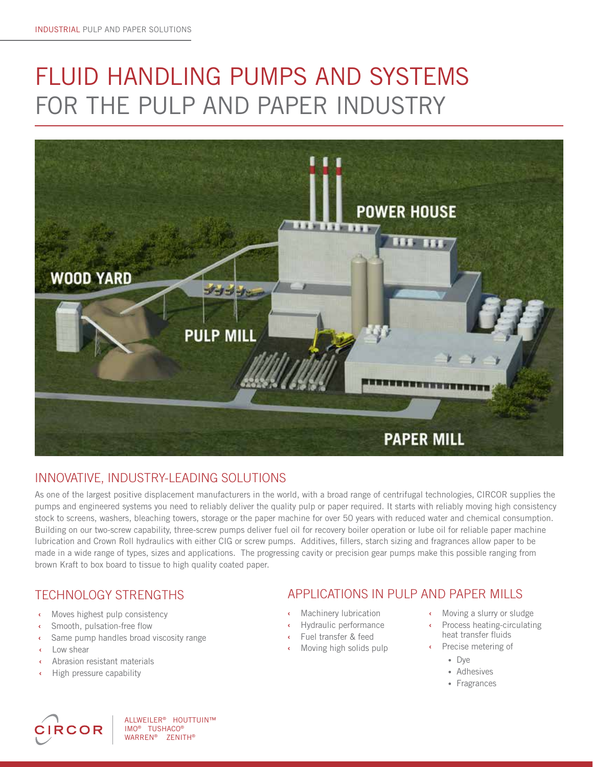# FLUID HANDLING PUMPS AND SYSTEMS FOR THE PULP AND PAPER INDUSTRY

WOOD YARD

POWER HOUSE

PULP MILL

PAPER MILL

## INNOVATIVE, INDUSTRY-LEADING SOLUTIONS

As one of the largest positive displacement manufacturers in the world, with a broad range of centrifugal technologies, CIRCOR supplies the pumps and engineered systems you need to reliably deliver the quality pulp or paper required. It starts with reliably moving high consistency stock to screens, washers, bleaching towers, storage or the paper machine for over 50 years with reduced water and chemical consumption. Building on our two-screw capability, three-screw pumps deliver fuel oil for recovery boiler operation or lube oil for reliable paper machine lubrication and Crown Roll hydraulics with either CIG or screw pumps. Additives, fillers, starch sizing and fragrances allow paper to be made in a wide range of types, sizes and applications. The progressing cavity or precision gear pumps make this possible ranging from brown Kraft to box board to tissue to high quality coated paper.

## TECHNOLOGY STRENGTHS

- Moves highest pulp consistency
- Smooth, pulsation-free flow
- Same pump handles broad viscosity range
- Low shear
- Abrasion resistant materials
- High pressure capability

## APPLICATIONS IN PULP AND PAPER MILLS

- Machinery lubrication
- Hydraulic performance
- Fuel transfer & feed
- Moving high solids pulp
- Moving a slurry or sludge
- Process heating-circulating heat transfer fluids
- Precise metering of
  - Dye
  - Adhesives
  - Fragrances

CIRCOR

ALLWEILER® HOUTTUIN™ IMO® TUSHACO® WARREN® ZENITH®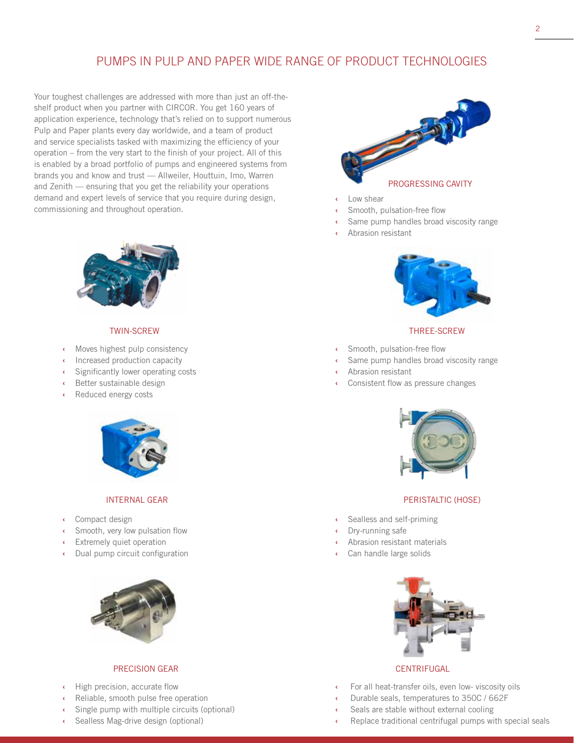# PUMPS IN PULP AND PAPER WIDE RANGE OF PRODUCT TECHNOLOGIES

Your toughest challenges are addressed with more than just an off-the-shelf product when you partner with CIRCOR. You get 160 years of application experience, technology that's relied on to support numerous Pulp and Paper plants every day worldwide, and a team of product and service specialists tasked with maximizing the efficiency of your operation – from the very start to the finish of your project. All of this is enabled by a broad portfolio of pumps and engineered systems from brands you and know and trust — Allweiler, Houttuin, Imo, Warren and Zenith — ensuring that you get the reliability your operations demand and expert levels of service that you require during design, commissioning and throughout operation.

## PROGRESSING CAVITY

- Low shear
- Smooth, pulsation-free flow
- Same pump handles broad viscosity range
- Abrasion resistant

## TWIN-SCREW

- Moves highest pulp consistency
- Increased production capacity
- Significantly lower operating costs
- Better sustainable design
- Reduced energy costs

## THREE-SCREW

- Smooth, pulsation-free flow
- Same pump handles broad viscosity range
- Abrasion resistant
- Consistent flow as pressure changes

## INTERNAL GEAR

- Compact design
- Smooth, very low pulsation flow
- Extremely quiet operation
- Dual pump circuit configuration

## PERISTALTIC (HOSE)

- Sealless and self-priming
- Dry-running safe
- Abrasion resistant materials
- Can handle large solids

## PRECISION GEAR

- High precision, accurate flow
- Reliable, smooth pulse free operation
- Single pump with multiple circuits (optional)
- Sealless Mag-drive design (optional)

## CENTRIFUGAL

- For all heat-transfer oils, even low- viscosity oils
- Durable seals, temperatures to 350C / 662F
- Seals are stable without external cooling
- Replace traditional centrifugal pumps with special seals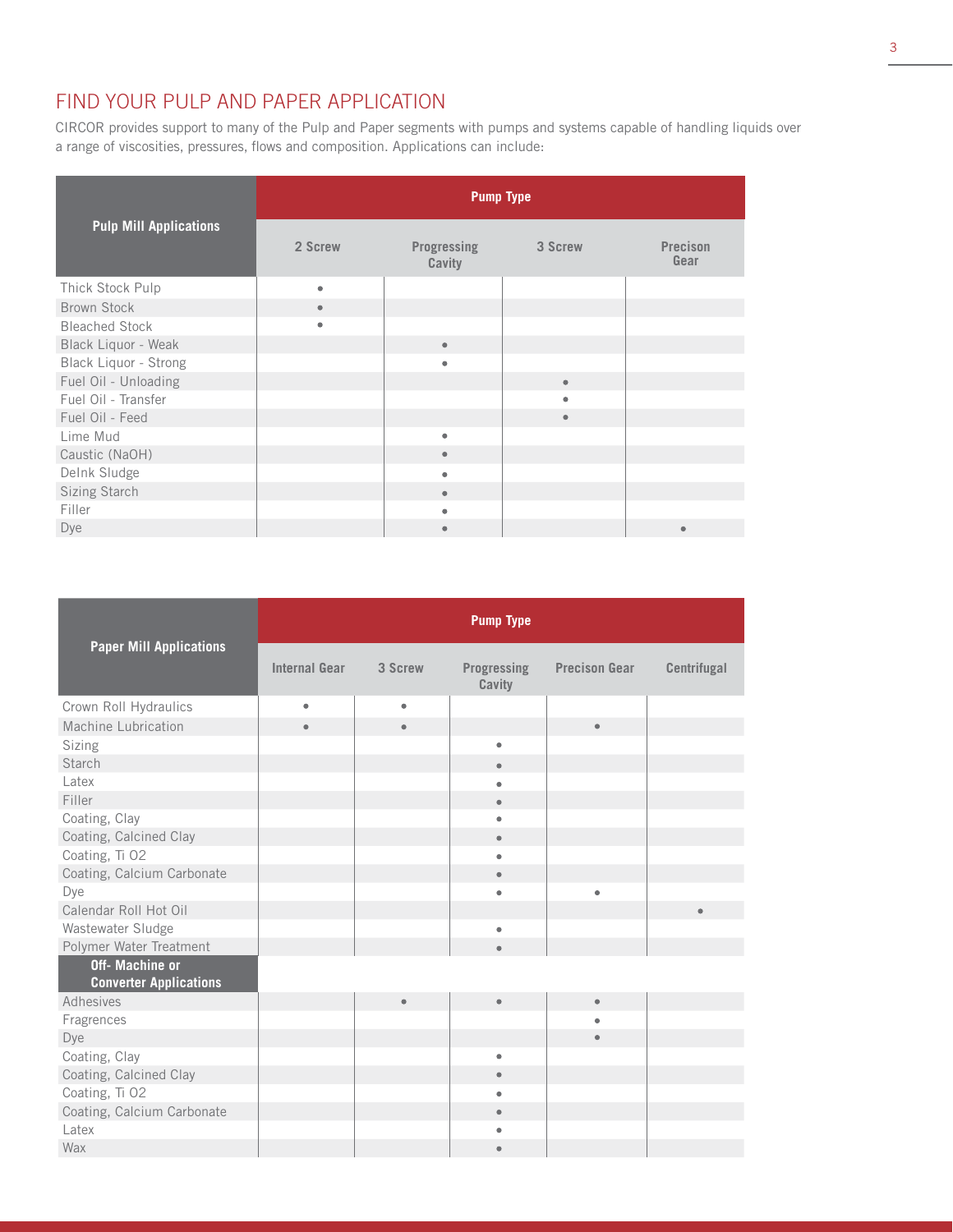## FIND YOUR PULP AND PAPER APPLICATION

CIRCOR provides support to many of the Pulp and Paper segments with pumps and systems capable of handling liquids over a range of viscosities, pressures, flows and composition. Applications can include:

| Pulp Mill Applications | Pump Type | | | |
|---|---|---|---|---|
| | 2 Screw | Progressing Cavity | 3 Screw | Precison Gear |
| Thick Stock Pulp | • | | | |
| Brown Stock | • | | | |
| Bleached Stock | • | | | |
| Black Liquor - Weak | | • | | |
| Black Liquor - Strong | | • | | |
| Fuel Oil - Unloading | | | • | |
| Fuel Oil - Transfer | | | • | |
| Fuel Oil - Feed | | | • | |
| Lime Mud | | • | | |
| Caustic (NaOH) | | • | | |
| DeInk Sludge | | • | | |
| Sizing Starch | | • | | |
| Filler | | • | | |
| Dye | | • | | • |

| Paper Mill Applications | Pump Type | | | | |
|---|---|---|---|---|---|
| | Internal Gear | 3 Screw | Progressing Cavity | Precison Gear | Centrifugal |
| Crown Roll Hydraulics | • | • | | | |
| Machine Lubrication | • | • | | • | |
| Sizing | | | • | | |
| Starch | | | • | | |
| Latex | | | • | | |
| Filler | | | • | | |
| Coating, Clay | | | • | | |
| Coating, Calcined Clay | | | • | | |
| Coating, Ti O2 | | | • | | |
| Coating, Calcium Carbonate | | | • | | |
| Dye | | | • | • | |
| Calendar Roll Hot Oil | | | | | • |
| Wastewater Sludge | | | • | | |
| Polymer Water Treatment | | | • | | |
| **Off- Machine or Converter Applications** | | | | | |
| Adhesives | | • | • | • | |
| Fragrences | | | | • | |
| Dye | | | | • | |
| Coating, Clay | | | • | | |
| Coating, Calcined Clay | | | • | | |
| Coating, Ti O2 | | | • | | |
| Coating, Calcium Carbonate | | | • | | |
| Latex | | | • | | |
| Wax | | | • | | |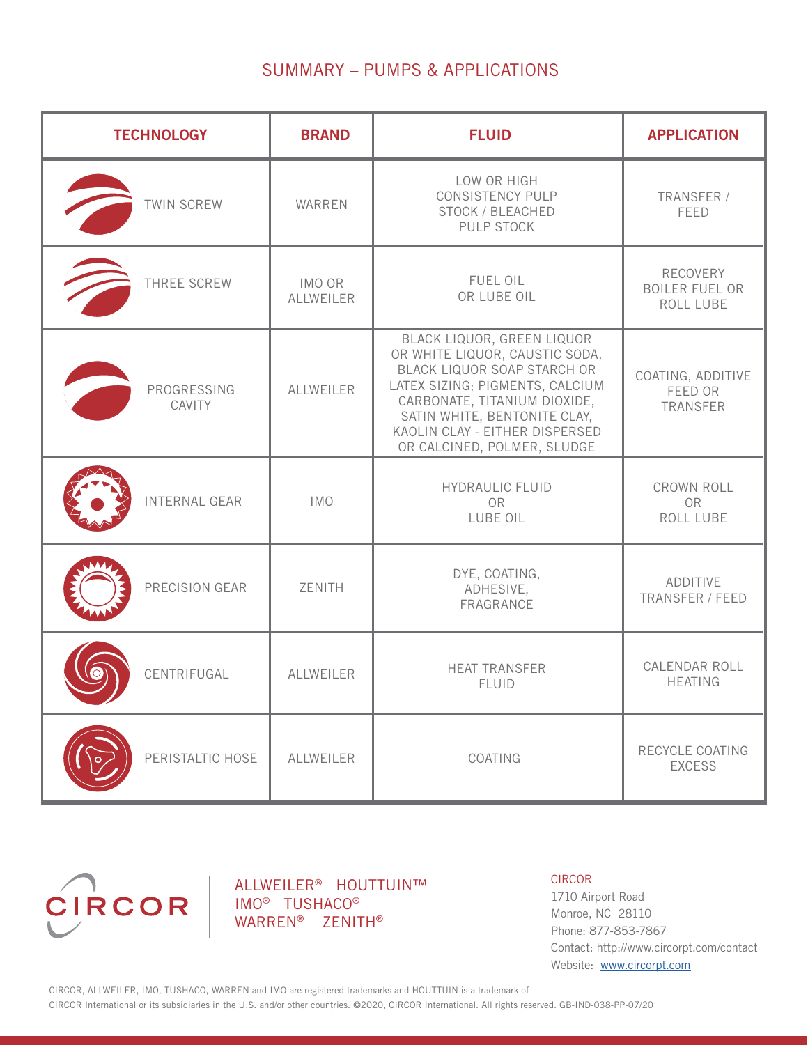## SUMMARY – PUMPS & APPLICATIONS

| TECHNOLOGY | BRAND | FLUID | APPLICATION |
| --- | --- | --- | --- |
| TWIN SCREW | WARREN | LOW OR HIGH CONSISTENCY PULP STOCK / BLEACHED PULP STOCK | TRANSFER / FEED |
| THREE SCREW | IMO OR ALLWEILER | FUEL OIL OR LUBE OIL | RECOVERY BOILER FUEL OR ROLL LUBE |
| PROGRESSING CAVITY | ALLWEILER | BLACK LIQUOR, GREEN LIQUOR OR WHITE LIQUOR, CAUSTIC SODA, BLACK LIQUOR SOAP STARCH OR LATEX SIZING; PIGMENTS, CALCIUM CARBONATE, TITANIUM DIOXIDE, SATIN WHITE, BENTONITE CLAY, KAOLIN CLAY - EITHER DISPERSED OR CALCINED, POLMER, SLUDGE | COATING, ADDITIVE FEED OR TRANSFER |
| INTERNAL GEAR | IMO | HYDRAULIC FLUID OR LUBE OIL | CROWN ROLL OR ROLL LUBE |
| PRECISION GEAR | ZENITH | DYE, COATING, ADHESIVE, FRAGRANCE | ADDITIVE TRANSFER / FEED |
| CENTRIFUGAL | ALLWEILER | HEAT TRANSFER FLUID | CALENDAR ROLL HEATING |
| PERISTALTIC HOSE | ALLWEILER | COATING | RECYCLE COATING EXCESS |

CIRCOR

ALLWEILER® HOUTTUIN™
IMO® TUSHACO®
WARREN® ZENITH®

CIRCOR
1710 Airport Road
Monroe, NC 28110
Phone: 877-853-7867
Contact: http://www.circorpt.com/contact
Website: www.circorpt.com

CIRCOR, ALLWEILER, IMO, TUSHACO, WARREN and IMO are registered trademarks and HOUTTUIN is a trademark of CIRCOR International or its subsidiaries in the U.S. and/or other countries. ©2020, CIRCOR International. All rights reserved. GB-IND-038-PP-07/20